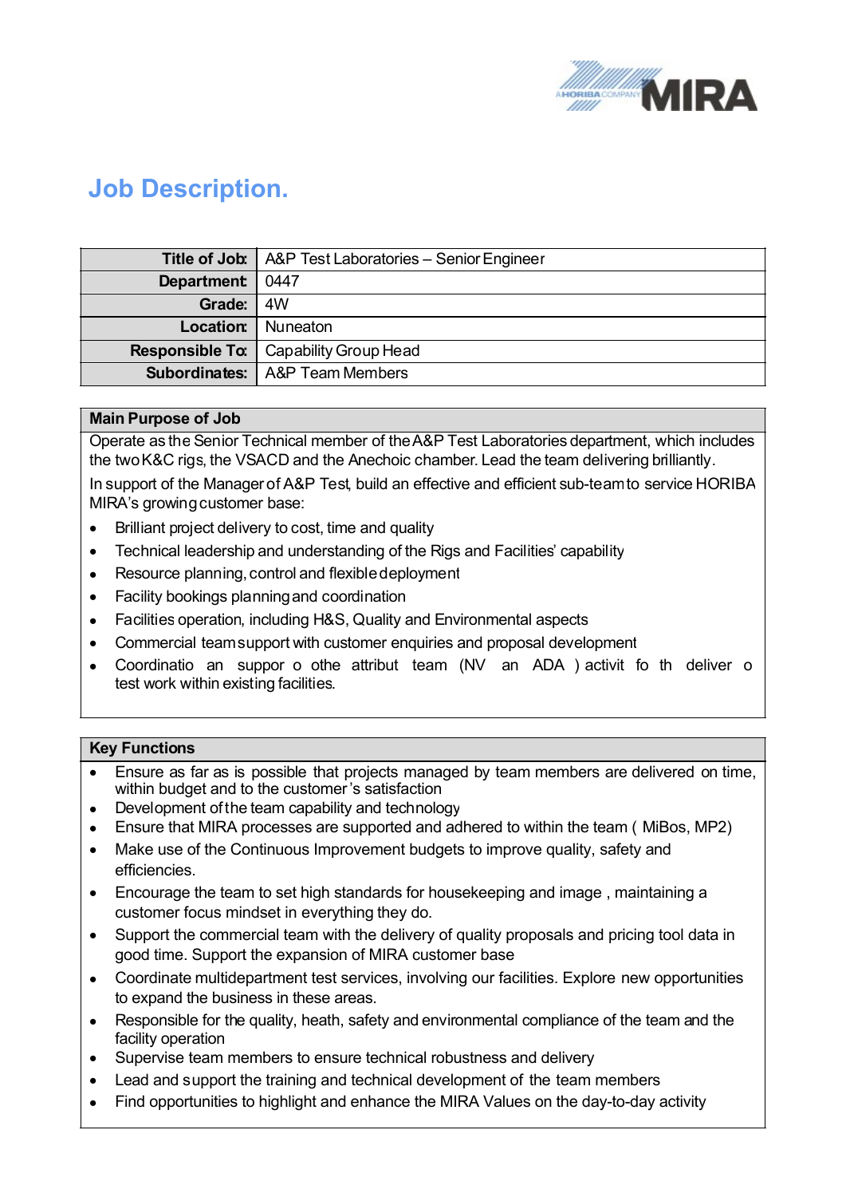# Job Description.

| Title of Job: | A&P Test Laboratories – Senior Engineer |
|---|---|
| Department: | 0447 |
| Grade: | 4W |
| Location: | Nuneaton |
| Responsible To: | Capability Group Head |
| Subordinates: | A&P Team Members |

## Main Purpose of Job

Operate as the Senior Technical member of the A&P Test Laboratories department, which includes the two K&C rigs, the VSACD and the Anechoic chamber. Lead the team delivering brilliantly.

In support of the Manager of A&P Test, build an effective and efficient sub-team to service HORIBA MIRA's growing customer base:

- Brilliant project delivery to cost, time and quality
- Technical leadership and understanding of the Rigs and Facilities' capability
- Resource planning, control and flexible deployment
- Facility bookings planning and coordination
- Facilities operation, including H&S, Quality and Environmental aspects
- Commercial team support with customer enquiries and proposal development
- Coordinatio an suppor o othe attribut team (NV an ADA ) activit fo th deliver o test work within existing facilities.

## Key Functions

- Ensure as far as is possible that projects managed by team members are delivered on time, within budget and to the customer's satisfaction
- Development of the team capability and technology
- Ensure that MIRA processes are supported and adhered to within the team ( MiBos, MP2)
- Make use of the Continuous Improvement budgets to improve quality, safety and efficiencies.
- Encourage the team to set high standards for housekeeping and image , maintaining a customer focus mindset in everything they do.
- Support the commercial team with the delivery of quality proposals and pricing tool data in good time. Support the expansion of MIRA customer base
- Coordinate multidepartment test services, involving our facilities. Explore new opportunities to expand the business in these areas.
- Responsible for the quality, heath, safety and environmental compliance of the team and the facility operation
- Supervise team members to ensure technical robustness and delivery
- Lead and support the training and technical development of the team members
- Find opportunities to highlight and enhance the MIRA Values on the day-to-day activity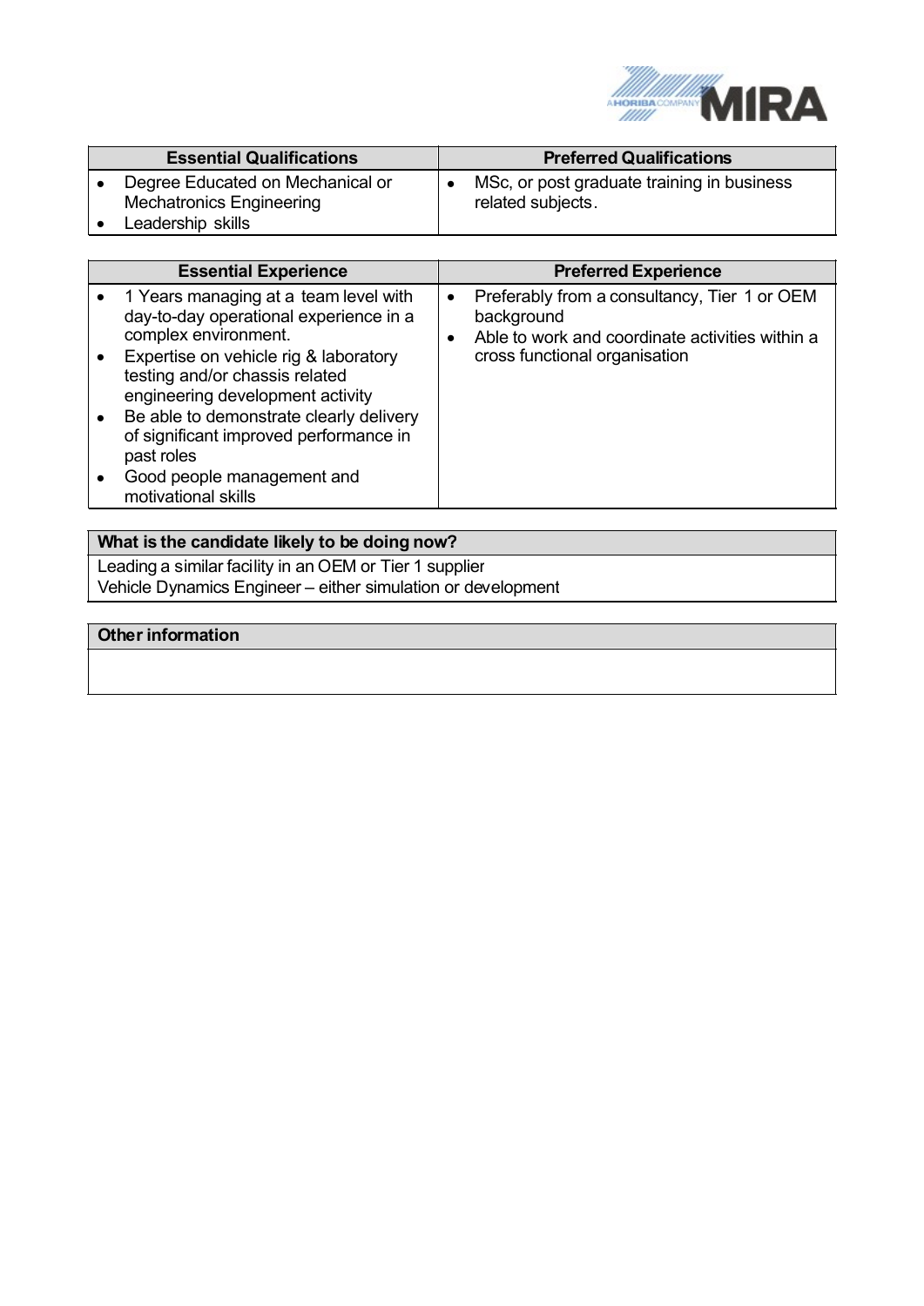| Essential Qualifications | Preferred Qualifications |
| --- | --- |
| • Degree Educated on Mechanical or Mechatronics Engineering<br>• Leadership skills | • MSc, or post graduate training in business related subjects. |

| Essential Experience | Preferred Experience |
| --- | --- |
| • 1 Years managing at a team level with day-to-day operational experience in a complex environment.<br>• Expertise on vehicle rig & laboratory testing and/or chassis related engineering development activity<br>• Be able to demonstrate clearly delivery of significant improved performance in past roles<br>• Good people management and motivational skills | • Preferably from a consultancy, Tier 1 or OEM background<br>• Able to work and coordinate activities within a cross functional organisation |

| What is the candidate likely to be doing now? |
| --- |
| Leading a similar facility in an OEM or Tier 1 supplier<br>Vehicle Dynamics Engineer – either simulation or development |

| Other information |
| --- |
| |